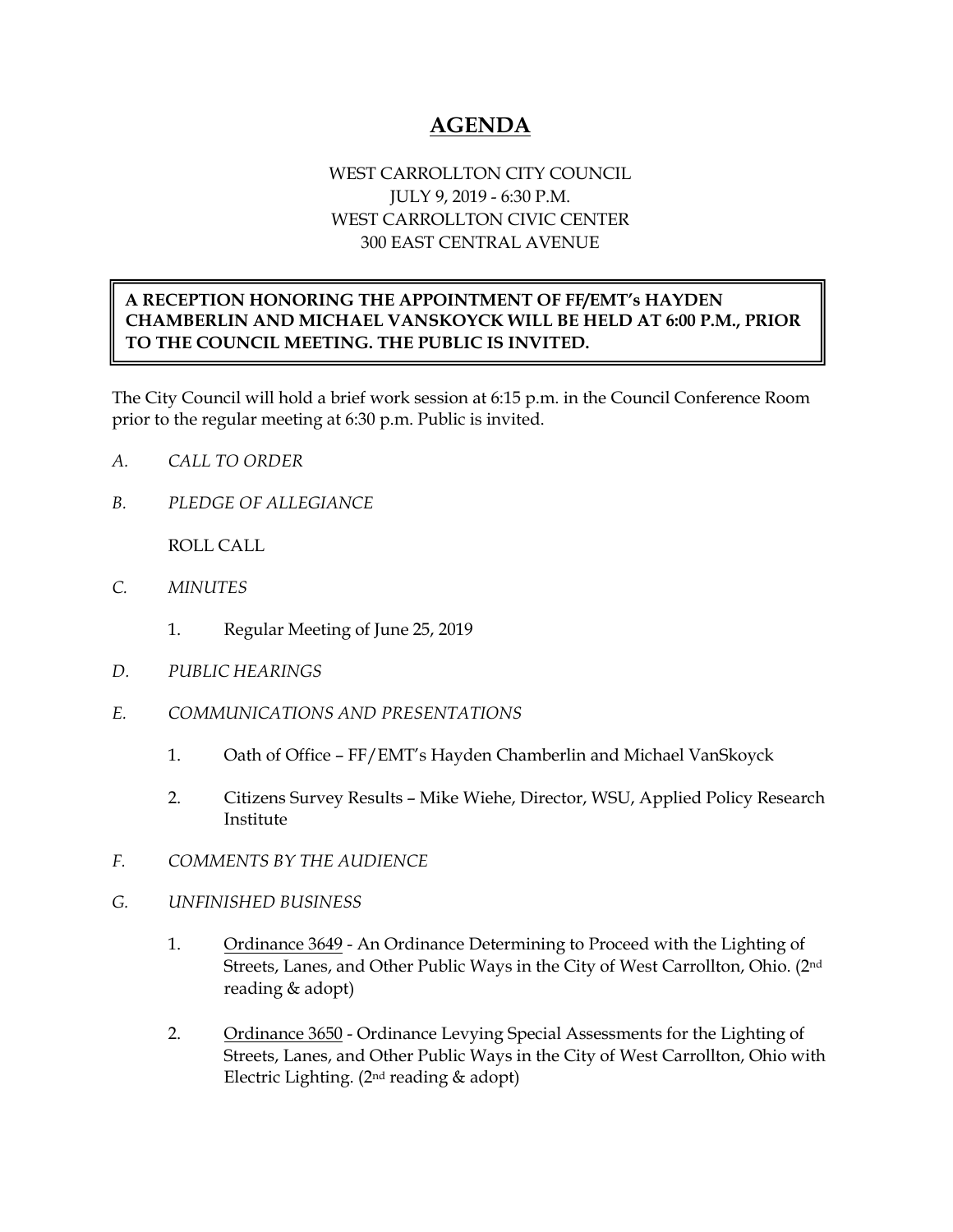# AGENDA

WEST CARROLLTON CITY COUNCIL
JULY 9, 2019 - 6:30 P.M.
WEST CARROLLTON CIVIC CENTER
300 EAST CENTRAL AVENUE

**A RECEPTION HONORING THE APPOINTMENT OF FF/EMT's HAYDEN CHAMBERLIN AND MICHAEL VANSKOYCK WILL BE HELD AT 6:00 P.M., PRIOR TO THE COUNCIL MEETING. THE PUBLIC IS INVITED.**

The City Council will hold a brief work session at 6:15 p.m. in the Council Conference Room prior to the regular meeting at 6:30 p.m. Public is invited.

*A. CALL TO ORDER*

*B. PLEDGE OF ALLEGIANCE*

ROLL CALL

*C. MINUTES*

1. Regular Meeting of June 25, 2019

*D. PUBLIC HEARINGS*

*E. COMMUNICATIONS AND PRESENTATIONS*

1. Oath of Office – FF/EMT's Hayden Chamberlin and Michael VanSkoyck
2. Citizens Survey Results – Mike Wiehe, Director, WSU, Applied Policy Research Institute

*F. COMMENTS BY THE AUDIENCE*

*G. UNFINISHED BUSINESS*

1. Ordinance 3649 - An Ordinance Determining to Proceed with the Lighting of Streets, Lanes, and Other Public Ways in the City of West Carrollton, Ohio. (2nd reading & adopt)
2. Ordinance 3650 - Ordinance Levying Special Assessments for the Lighting of Streets, Lanes, and Other Public Ways in the City of West Carrollton, Ohio with Electric Lighting. (2nd reading & adopt)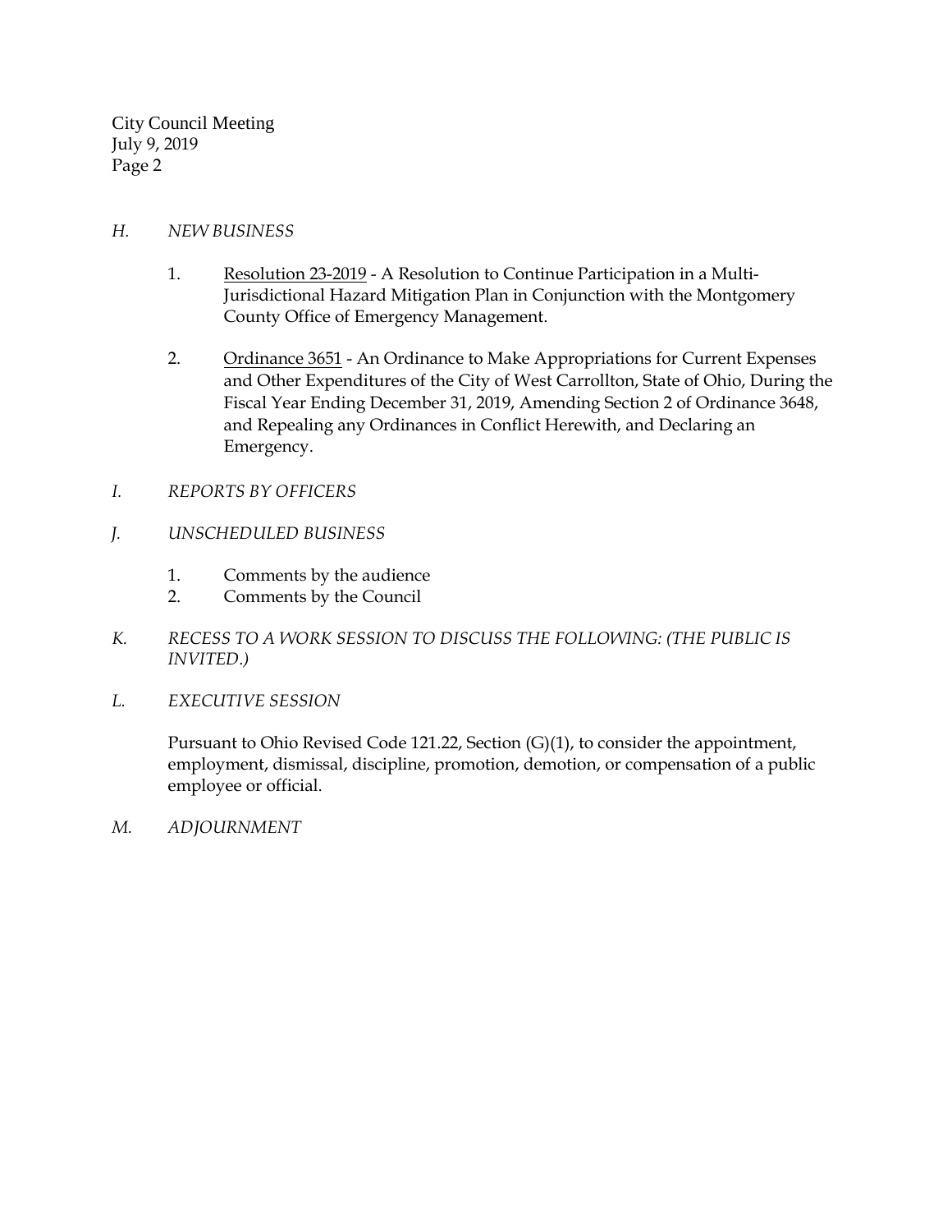*H. NEW BUSINESS*

1. Resolution 23-2019 - A Resolution to Continue Participation in a Multi-Jurisdictional Hazard Mitigation Plan in Conjunction with the Montgomery County Office of Emergency Management.

2. Ordinance 3651 - An Ordinance to Make Appropriations for Current Expenses and Other Expenditures of the City of West Carrollton, State of Ohio, During the Fiscal Year Ending December 31, 2019, Amending Section 2 of Ordinance 3648, and Repealing any Ordinances in Conflict Herewith, and Declaring an Emergency.

*I. REPORTS BY OFFICERS*

*J. UNSCHEDULED BUSINESS*

1. Comments by the audience
2. Comments by the Council

*K. RECESS TO A WORK SESSION TO DISCUSS THE FOLLOWING: (THE PUBLIC IS INVITED.)*

*L. EXECUTIVE SESSION*

Pursuant to Ohio Revised Code 121.22, Section (G)(1), to consider the appointment, employment, dismissal, discipline, promotion, demotion, or compensation of a public employee or official.

*M. ADJOURNMENT*